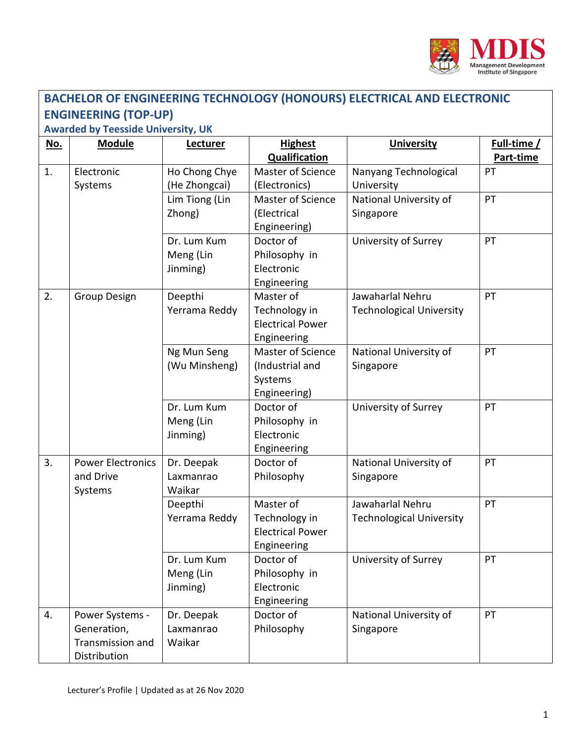# BACHELOR OF ENGINEERING TECHNOLOGY (HONOURS) ELECTRICAL AND ELECTRONIC ENGINEERING (TOP-UP)

### Awarded by Teesside University, UK

| No. | Module | Lecturer | Highest Qualification | University | Full-time / Part-time |
|---|---|---|---|---|---|
| 1. | Electronic Systems | Ho Chong Chye (He Zhongcai) | Master of Science (Electronics) | Nanyang Technological University | PT |
| | | Lim Tiong (Lin Zhong) | Master of Science (Electrical Engineering) | National University of Singapore | PT |
| | | Dr. Lum Kum Meng (Lin Jinming) | Doctor of Philosophy in Electronic Engineering | University of Surrey | PT |
| 2. | Group Design | Deepthi Yerrama Reddy | Master of Technology in Electrical Power Engineering | Jawaharlal Nehru Technological University | PT |
| | | Ng Mun Seng (Wu Minsheng) | Master of Science (Industrial and Systems Engineering) | National University of Singapore | PT |
| | | Dr. Lum Kum Meng (Lin Jinming) | Doctor of Philosophy in Electronic Engineering | University of Surrey | PT |
| 3. | Power Electronics and Drive Systems | Dr. Deepak Laxmanrao Waikar | Doctor of Philosophy | National University of Singapore | PT |
| | | Deepthi Yerrama Reddy | Master of Technology in Electrical Power Engineering | Jawaharlal Nehru Technological University | PT |
| | | Dr. Lum Kum Meng (Lin Jinming) | Doctor of Philosophy in Electronic Engineering | University of Surrey | PT |
| 4. | Power Systems - Generation, Transmission and Distribution | Dr. Deepak Laxmanrao Waikar | Doctor of Philosophy | National University of Singapore | PT |

Lecturer's Profile | Updated as at 26 Nov 2020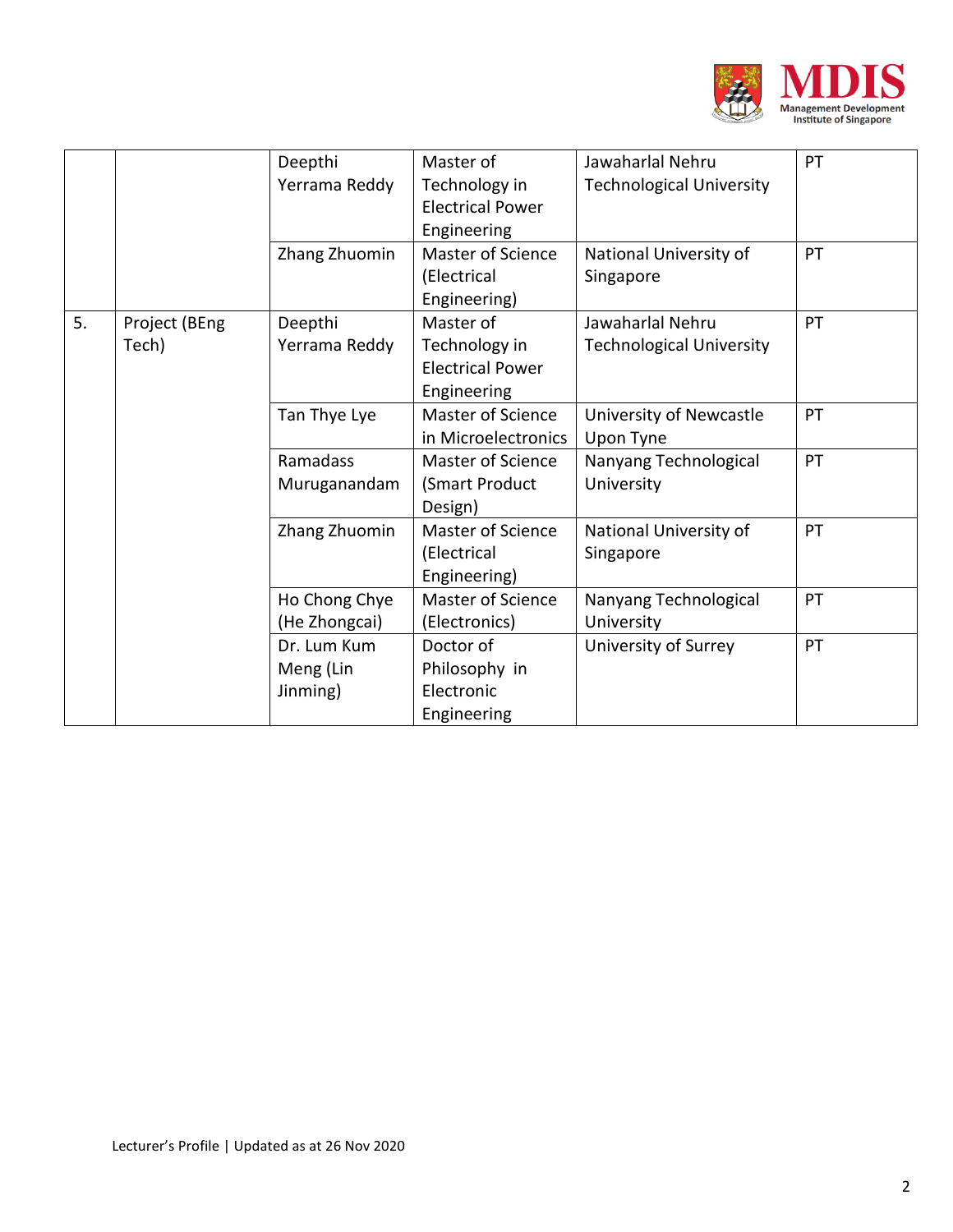| | | | | | |
|---|---|---|---|---|---|
| | | Deepthi Yerrama Reddy | Master of Technology in Electrical Power Engineering | Jawaharlal Nehru Technological University | PT |
| | | Zhang Zhuomin | Master of Science (Electrical Engineering) | National University of Singapore | PT |
| 5. | Project (BEng Tech) | Deepthi Yerrama Reddy | Master of Technology in Electrical Power Engineering | Jawaharlal Nehru Technological University | PT |
| | | Tan Thye Lye | Master of Science in Microelectronics | University of Newcastle Upon Tyne | PT |
| | | Ramadass Muruganandam | Master of Science (Smart Product Design) | Nanyang Technological University | PT |
| | | Zhang Zhuomin | Master of Science (Electrical Engineering) | National University of Singapore | PT |
| | | Ho Chong Chye (He Zhongcai) | Master of Science (Electronics) | Nanyang Technological University | PT |
| | | Dr. Lum Kum Meng (Lin Jinming) | Doctor of Philosophy in Electronic Engineering | University of Surrey | PT |

Lecturer's Profile | Updated as at 26 Nov 2020